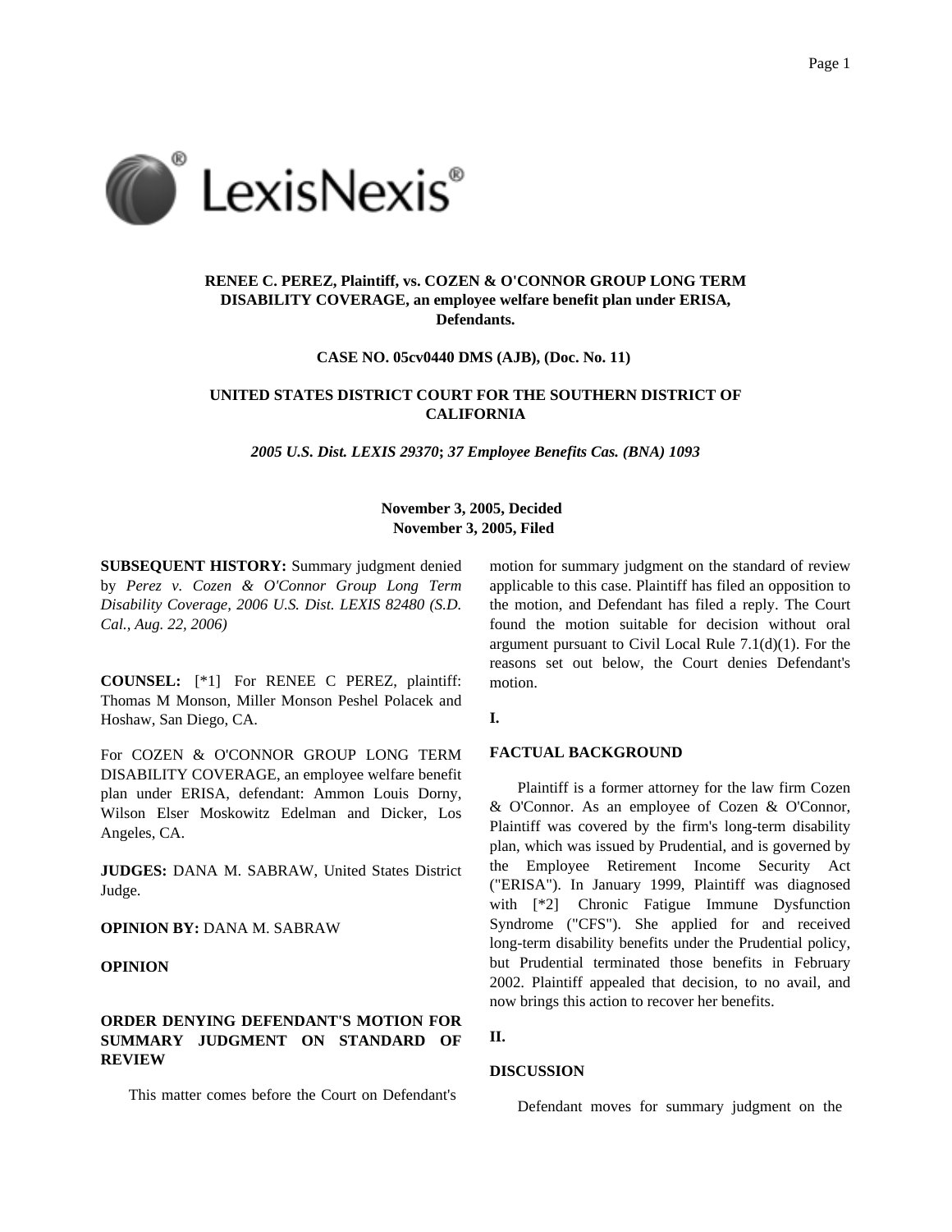**RENEE C. PEREZ, Plaintiff, vs. COZEN & O'CONNOR GROUP LONG TERM DISABILITY COVERAGE, an employee welfare benefit plan under ERISA, Defendants.**

**CASE NO. 05cv0440 DMS (AJB), (Doc. No. 11)**

**UNITED STATES DISTRICT COURT FOR THE SOUTHERN DISTRICT OF CALIFORNIA**

***2005 U.S. Dist. LEXIS 29370*; *37 Employee Benefits Cas. (BNA) 1093***

**November 3, 2005, Decided**
**November 3, 2005, Filed**

**SUBSEQUENT HISTORY:** Summary judgment denied by *Perez v. Cozen & O'Connor Group Long Term Disability Coverage, 2006 U.S. Dist. LEXIS 82480 (S.D. Cal., Aug. 22, 2006)*

**COUNSEL:** [*1] For RENEE C PEREZ, plaintiff: Thomas M Monson, Miller Monson Peshel Polacek and Hoshaw, San Diego, CA.

For COZEN & O'CONNOR GROUP LONG TERM DISABILITY COVERAGE, an employee welfare benefit plan under ERISA, defendant: Ammon Louis Dorny, Wilson Elser Moskowitz Edelman and Dicker, Los Angeles, CA.

**JUDGES:** DANA M. SABRAW, United States District Judge.

**OPINION BY:** DANA M. SABRAW

**OPINION**

**ORDER DENYING DEFENDANT'S MOTION FOR SUMMARY JUDGMENT ON STANDARD OF REVIEW**

This matter comes before the Court on Defendant's motion for summary judgment on the standard of review applicable to this case. Plaintiff has filed an opposition to the motion, and Defendant has filed a reply. The Court found the motion suitable for decision without oral argument pursuant to Civil Local Rule 7.1(d)(1). For the reasons set out below, the Court denies Defendant's motion.

**I.**

**FACTUAL BACKGROUND**

Plaintiff is a former attorney for the law firm Cozen & O'Connor. As an employee of Cozen & O'Connor, Plaintiff was covered by the firm's long-term disability plan, which was issued by Prudential, and is governed by the Employee Retirement Income Security Act ("ERISA"). In January 1999, Plaintiff was diagnosed with [*2] Chronic Fatigue Immune Dysfunction Syndrome ("CFS"). She applied for and received long-term disability benefits under the Prudential policy, but Prudential terminated those benefits in February 2002. Plaintiff appealed that decision, to no avail, and now brings this action to recover her benefits.

**II.**

**DISCUSSION**

Defendant moves for summary judgment on the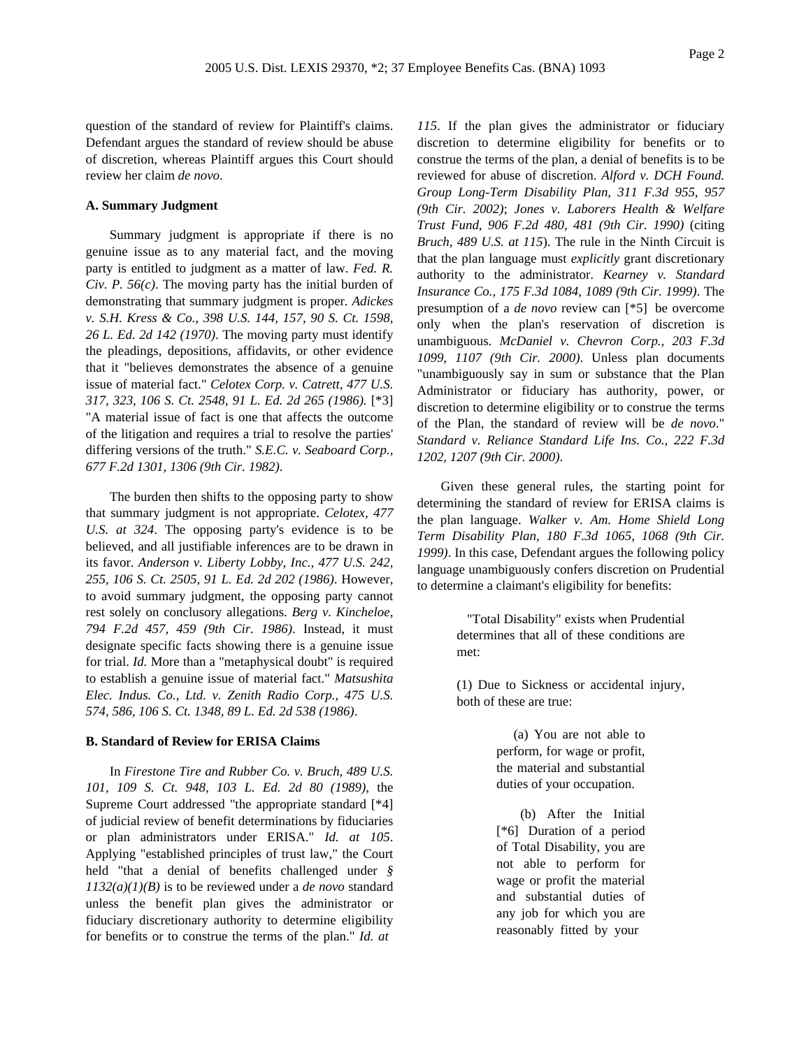question of the standard of review for Plaintiff's claims. Defendant argues the standard of review should be abuse of discretion, whereas Plaintiff argues this Court should review her claim *de novo*.

**A. Summary Judgment**

Summary judgment is appropriate if there is no genuine issue as to any material fact, and the moving party is entitled to judgment as a matter of law. *Fed. R. Civ. P. 56(c)*. The moving party has the initial burden of demonstrating that summary judgment is proper. *Adickes v. S.H. Kress & Co., 398 U.S. 144, 157, 90 S. Ct. 1598, 26 L. Ed. 2d 142 (1970)*. The moving party must identify the pleadings, depositions, affidavits, or other evidence that it "believes demonstrates the absence of a genuine issue of material fact." *Celotex Corp. v. Catrett, 477 U.S. 317, 323, 106 S. Ct. 2548, 91 L. Ed. 2d 265 (1986).* [*3] "A material issue of fact is one that affects the outcome of the litigation and requires a trial to resolve the parties' differing versions of the truth." *S.E.C. v. Seaboard Corp., 677 F.2d 1301, 1306 (9th Cir. 1982)*.

The burden then shifts to the opposing party to show that summary judgment is not appropriate. *Celotex, 477 U.S. at 324*. The opposing party's evidence is to be believed, and all justifiable inferences are to be drawn in its favor. *Anderson v. Liberty Lobby, Inc., 477 U.S. 242, 255, 106 S. Ct. 2505, 91 L. Ed. 2d 202 (1986)*. However, to avoid summary judgment, the opposing party cannot rest solely on conclusory allegations. *Berg v. Kincheloe, 794 F.2d 457, 459 (9th Cir. 1986)*. Instead, it must designate specific facts showing there is a genuine issue for trial. *Id.* More than a "metaphysical doubt" is required to establish a genuine issue of material fact." *Matsushita Elec. Indus. Co., Ltd. v. Zenith Radio Corp., 475 U.S. 574, 586, 106 S. Ct. 1348, 89 L. Ed. 2d 538 (1986)*.

**B. Standard of Review for ERISA Claims**

In *Firestone Tire and Rubber Co. v. Bruch, 489 U.S. 101, 109 S. Ct. 948, 103 L. Ed. 2d 80 (1989)*, the Supreme Court addressed "the appropriate standard [*4] of judicial review of benefit determinations by fiduciaries or plan administrators under ERISA." *Id. at 105*. Applying "established principles of trust law," the Court held "that a denial of benefits challenged under *§ 1132(a)(1)(B)* is to be reviewed under a *de novo* standard unless the benefit plan gives the administrator or fiduciary discretionary authority to determine eligibility for benefits or to construe the terms of the plan." *Id. at 115*. If the plan gives the administrator or fiduciary discretion to determine eligibility for benefits or to construe the terms of the plan, a denial of benefits is to be reviewed for abuse of discretion. *Alford v. DCH Found. Group Long-Term Disability Plan, 311 F.3d 955, 957 (9th Cir. 2002)*; *Jones v. Laborers Health & Welfare Trust Fund, 906 F.2d 480, 481 (9th Cir. 1990)* (citing *Bruch, 489 U.S. at 115*). The rule in the Ninth Circuit is that the plan language must *explicitly* grant discretionary authority to the administrator. *Kearney v. Standard Insurance Co., 175 F.3d 1084, 1089 (9th Cir. 1999)*. The presumption of a *de novo* review can [*5] be overcome only when the plan's reservation of discretion is unambiguous. *McDaniel v. Chevron Corp., 203 F.3d 1099, 1107 (9th Cir. 2000)*. Unless plan documents "unambiguously say in sum or substance that the Plan Administrator or fiduciary has authority, power, or discretion to determine eligibility or to construe the terms of the Plan, the standard of review will be *de novo*." *Standard v. Reliance Standard Life Ins. Co., 222 F.3d 1202, 1207 (9th Cir. 2000)*.

Given these general rules, the starting point for determining the standard of review for ERISA claims is the plan language. *Walker v. Am. Home Shield Long Term Disability Plan, 180 F.3d 1065, 1068 (9th Cir. 1999)*. In this case, Defendant argues the following policy language unambiguously confers discretion on Prudential to determine a claimant's eligibility for benefits:

> "Total Disability" exists when Prudential determines that all of these conditions are met:
>
> (1) Due to Sickness or accidental injury, both of these are true:
>
> > (a) You are not able to perform, for wage or profit, the material and substantial duties of your occupation.
> >
> > (b) After the Initial [*6] Duration of a period of Total Disability, you are not able to perform for wage or profit the material and substantial duties of any job for which you are reasonably fitted by your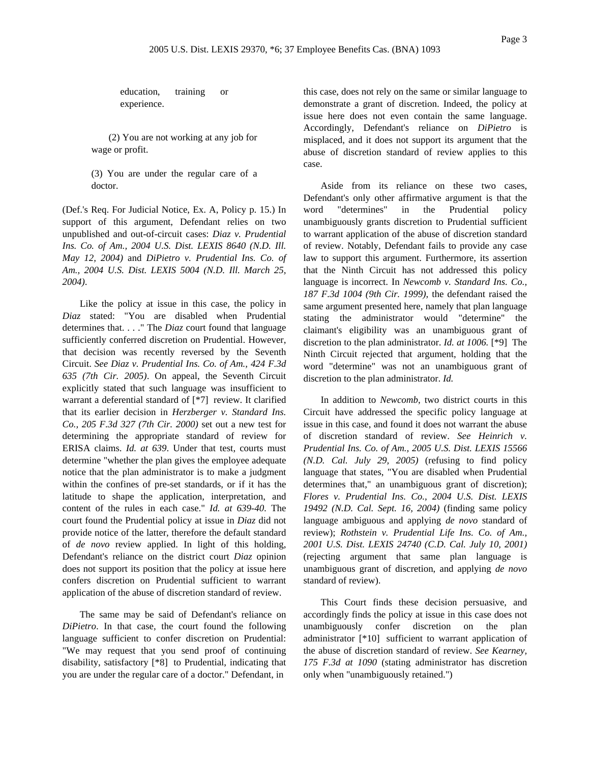education, training or experience.

(2) You are not working at any job for wage or profit.

(3) You are under the regular care of a doctor.

(Def.'s Req. For Judicial Notice, Ex. A, Policy p. 15.) In support of this argument, Defendant relies on two unpublished and out-of-circuit cases: *Diaz v. Prudential Ins. Co. of Am., 2004 U.S. Dist. LEXIS 8640 (N.D. Ill. May 12, 2004)* and *DiPietro v. Prudential Ins. Co. of Am., 2004 U.S. Dist. LEXIS 5004 (N.D. Ill. March 25, 2004)*.

Like the policy at issue in this case, the policy in *Diaz* stated: "You are disabled when Prudential determines that. . . ." The *Diaz* court found that language sufficiently conferred discretion on Prudential. However, that decision was recently reversed by the Seventh Circuit. *See Diaz v. Prudential Ins. Co. of Am., 424 F.3d 635 (7th Cir. 2005)*. On appeal, the Seventh Circuit explicitly stated that such language was insufficient to warrant a deferential standard of [*7] review. It clarified that its earlier decision in *Herzberger v. Standard Ins. Co., 205 F.3d 327 (7th Cir. 2000)* set out a new test for determining the appropriate standard of review for ERISA claims. *Id. at 639*. Under that test, courts must determine "whether the plan gives the employee adequate notice that the plan administrator is to make a judgment within the confines of pre-set standards, or if it has the latitude to shape the application, interpretation, and content of the rules in each case." *Id. at 639-40.* The court found the Prudential policy at issue in *Diaz* did not provide notice of the latter, therefore the default standard of *de novo* review applied. In light of this holding, Defendant's reliance on the district court *Diaz* opinion does not support its position that the policy at issue here confers discretion on Prudential sufficient to warrant application of the abuse of discretion standard of review.

The same may be said of Defendant's reliance on *DiPietro*. In that case, the court found the following language sufficient to confer discretion on Prudential: "We may request that you send proof of continuing disability, satisfactory [*8] to Prudential, indicating that you are under the regular care of a doctor." Defendant, in this case, does not rely on the same or similar language to demonstrate a grant of discretion. Indeed, the policy at issue here does not even contain the same language. Accordingly, Defendant's reliance on *DiPietro* is misplaced, and it does not support its argument that the abuse of discretion standard of review applies to this case.

Aside from its reliance on these two cases, Defendant's only other affirmative argument is that the word "determines" in the Prudential policy unambiguously grants discretion to Prudential sufficient to warrant application of the abuse of discretion standard of review. Notably, Defendant fails to provide any case law to support this argument. Furthermore, its assertion that the Ninth Circuit has not addressed this policy language is incorrect. In *Newcomb v. Standard Ins. Co., 187 F.3d 1004 (9th Cir. 1999)*, the defendant raised the same argument presented here, namely that plan language stating the administrator would "determine" the claimant's eligibility was an unambiguous grant of discretion to the plan administrator. *Id. at 1006.* [*9] The Ninth Circuit rejected that argument, holding that the word "determine" was not an unambiguous grant of discretion to the plan administrator. *Id.*

In addition to *Newcomb*, two district courts in this Circuit have addressed the specific policy language at issue in this case, and found it does not warrant the abuse of discretion standard of review. *See Heinrich v. Prudential Ins. Co. of Am., 2005 U.S. Dist. LEXIS 15566 (N.D. Cal. July 29, 2005)* (refusing to find policy language that states, "You are disabled when Prudential determines that," an unambiguous grant of discretion); *Flores v. Prudential Ins. Co., 2004 U.S. Dist. LEXIS 19492 (N.D. Cal. Sept. 16, 2004)* (finding same policy language ambiguous and applying *de novo* standard of review); *Rothstein v. Prudential Life Ins. Co. of Am., 2001 U.S. Dist. LEXIS 24740 (C.D. Cal. July 10, 2001)* (rejecting argument that same plan language is unambiguous grant of discretion, and applying *de novo* standard of review).

This Court finds these decision persuasive, and accordingly finds the policy at issue in this case does not unambiguously confer discretion on the plan administrator [*10] sufficient to warrant application of the abuse of discretion standard of review. *See Kearney, 175 F.3d at 1090* (stating administrator has discretion only when "unambiguously retained.")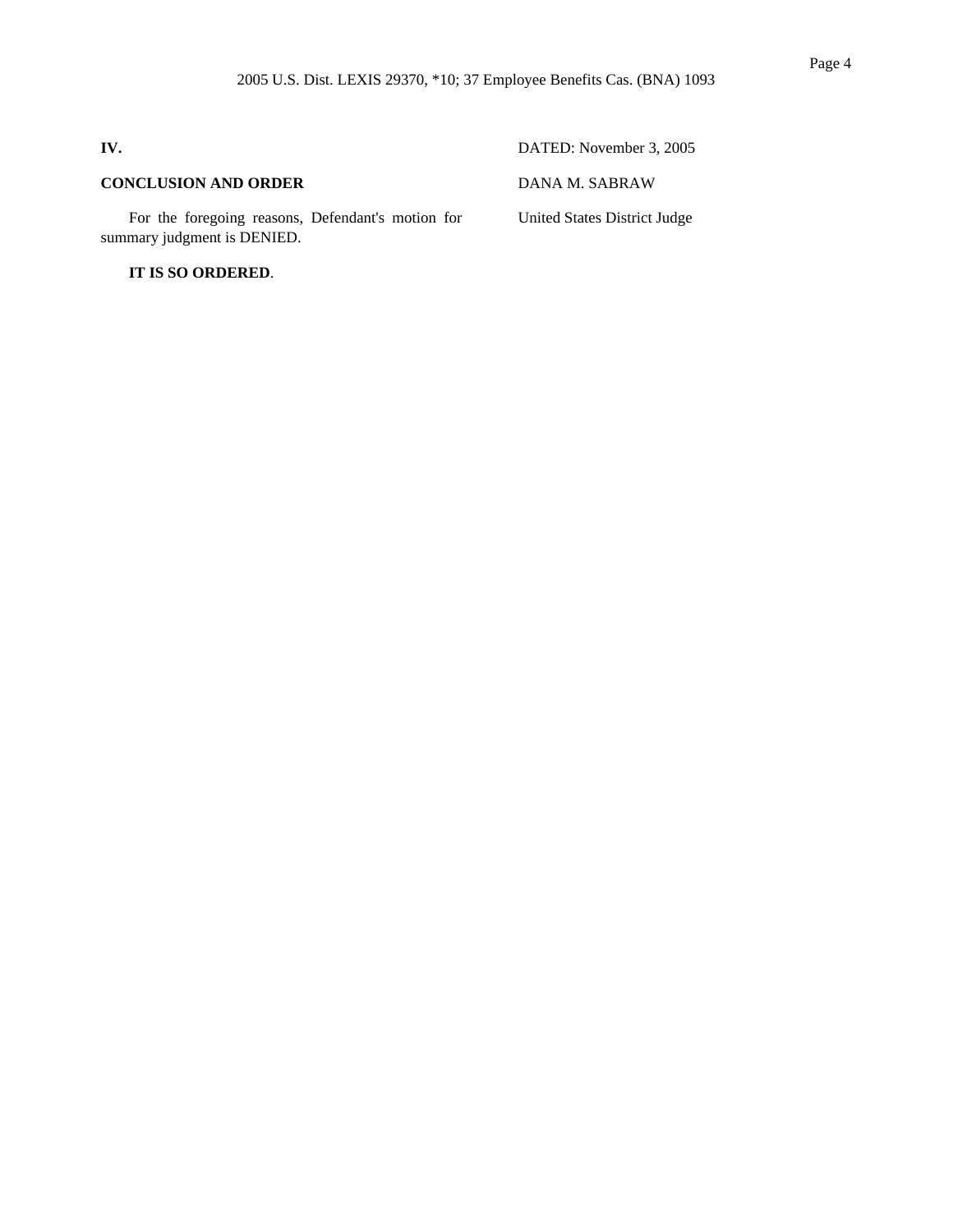## IV.

## CONCLUSION AND ORDER

For the foregoing reasons, Defendant's motion for summary judgment is DENIED.

**IT IS SO ORDERED**.

DATED: November 3, 2005

DANA M. SABRAW

United States District Judge